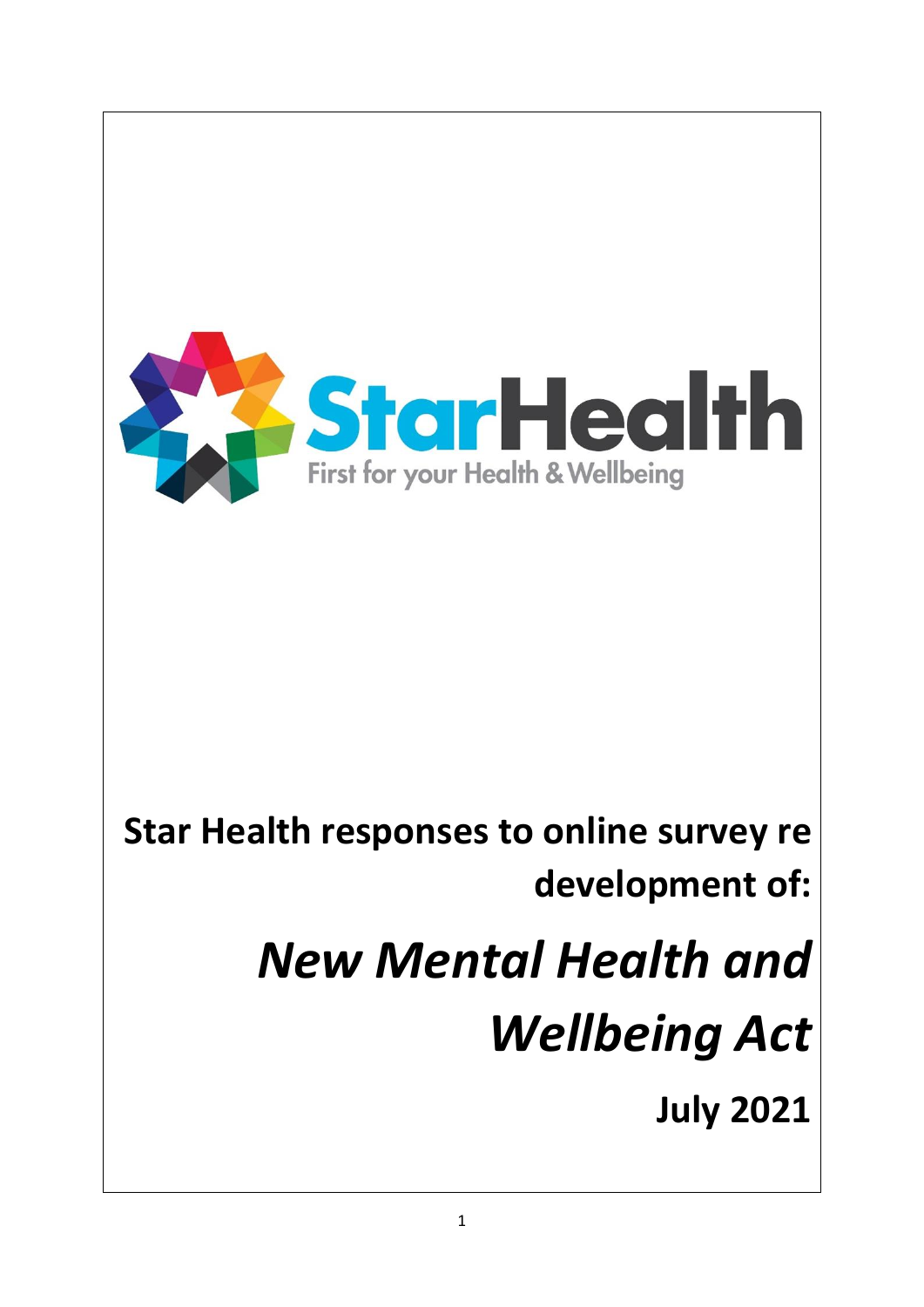StarHealth

First for your Health & Wellbeing

# Star Health responses to online survey re development of:

# *New Mental Health and Wellbeing Act*

## July 2021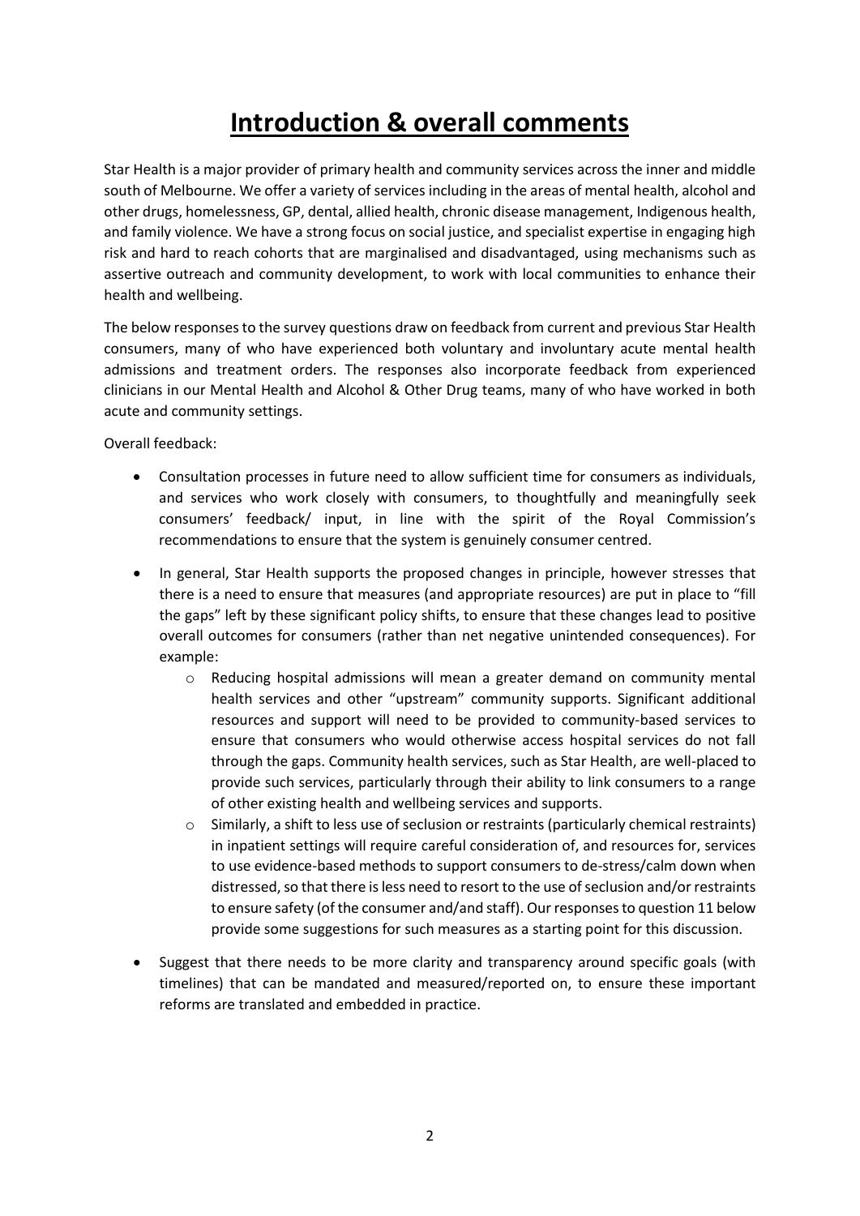# Introduction & overall comments

Star Health is a major provider of primary health and community services across the inner and middle south of Melbourne. We offer a variety of services including in the areas of mental health, alcohol and other drugs, homelessness, GP, dental, allied health, chronic disease management, Indigenous health, and family violence. We have a strong focus on social justice, and specialist expertise in engaging high risk and hard to reach cohorts that are marginalised and disadvantaged, using mechanisms such as assertive outreach and community development, to work with local communities to enhance their health and wellbeing.

The below responses to the survey questions draw on feedback from current and previous Star Health consumers, many of who have experienced both voluntary and involuntary acute mental health admissions and treatment orders. The responses also incorporate feedback from experienced clinicians in our Mental Health and Alcohol & Other Drug teams, many of who have worked in both acute and community settings.

Overall feedback:

- Consultation processes in future need to allow sufficient time for consumers as individuals, and services who work closely with consumers, to thoughtfully and meaningfully seek consumers' feedback/ input, in line with the spirit of the Royal Commission's recommendations to ensure that the system is genuinely consumer centred.
- In general, Star Health supports the proposed changes in principle, however stresses that there is a need to ensure that measures (and appropriate resources) are put in place to "fill the gaps" left by these significant policy shifts, to ensure that these changes lead to positive overall outcomes for consumers (rather than net negative unintended consequences). For example:
    - Reducing hospital admissions will mean a greater demand on community mental health services and other "upstream" community supports. Significant additional resources and support will need to be provided to community-based services to ensure that consumers who would otherwise access hospital services do not fall through the gaps. Community health services, such as Star Health, are well-placed to provide such services, particularly through their ability to link consumers to a range of other existing health and wellbeing services and supports.
    - Similarly, a shift to less use of seclusion or restraints (particularly chemical restraints) in inpatient settings will require careful consideration of, and resources for, services to use evidence-based methods to support consumers to de-stress/calm down when distressed, so that there is less need to resort to the use of seclusion and/or restraints to ensure safety (of the consumer and/and staff). Our responses to question 11 below provide some suggestions for such measures as a starting point for this discussion.
- Suggest that there needs to be more clarity and transparency around specific goals (with timelines) that can be mandated and measured/reported on, to ensure these important reforms are translated and embedded in practice.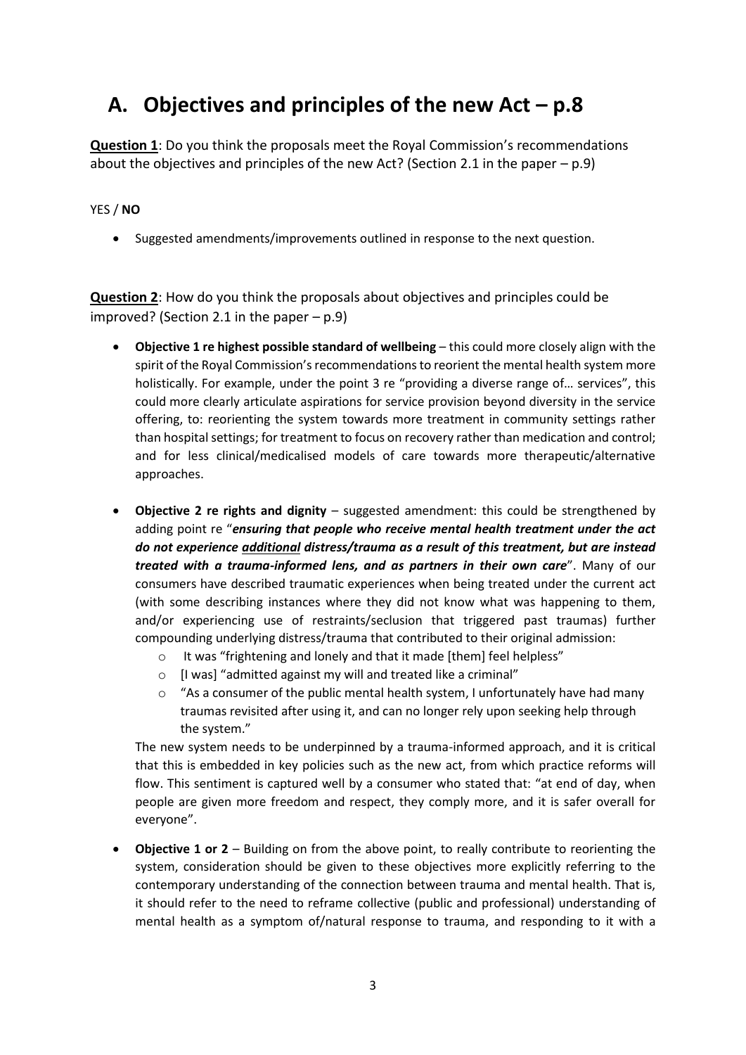## A. Objectives and principles of the new Act – p.8

**Question 1**: Do you think the proposals meet the Royal Commission's recommendations about the objectives and principles of the new Act? (Section 2.1 in the paper – p.9)

YES / **NO**

- Suggested amendments/improvements outlined in response to the next question.

**Question 2**: How do you think the proposals about objectives and principles could be improved? (Section 2.1 in the paper – p.9)

- **Objective 1 re highest possible standard of wellbeing** – this could more closely align with the spirit of the Royal Commission's recommendations to reorient the mental health system more holistically. For example, under the point 3 re "providing a diverse range of… services", this could more clearly articulate aspirations for service provision beyond diversity in the service offering, to: reorienting the system towards more treatment in community settings rather than hospital settings; for treatment to focus on recovery rather than medication and control; and for less clinical/medicalised models of care towards more therapeutic/alternative approaches.

- **Objective 2 re rights and dignity** – suggested amendment: this could be strengthened by adding point re "***ensuring that people who receive mental health treatment under the act do not experience <u>additional</u> distress/trauma as a result of this treatment, but are instead treated with a trauma-informed lens, and as partners in their own care***". Many of our consumers have described traumatic experiences when being treated under the current act (with some describing instances where they did not know what was happening to them, and/or experiencing use of restraints/seclusion that triggered past traumas) further compounding underlying distress/trauma that contributed to their original admission:
  - It was "frightening and lonely and that it made [them] feel helpless"
  - [I was] "admitted against my will and treated like a criminal"
  - "As a consumer of the public mental health system, I unfortunately have had many traumas revisited after using it, and can no longer rely upon seeking help through the system."

  The new system needs to be underpinned by a trauma-informed approach, and it is critical that this is embedded in key policies such as the new act, from which practice reforms will flow. This sentiment is captured well by a consumer who stated that: "at end of day, when people are given more freedom and respect, they comply more, and it is safer overall for everyone".

- **Objective 1 or 2** – Building on from the above point, to really contribute to reorienting the system, consideration should be given to these objectives more explicitly referring to the contemporary understanding of the connection between trauma and mental health. That is, it should refer to the need to reframe collective (public and professional) understanding of mental health as a symptom of/natural response to trauma, and responding to it with a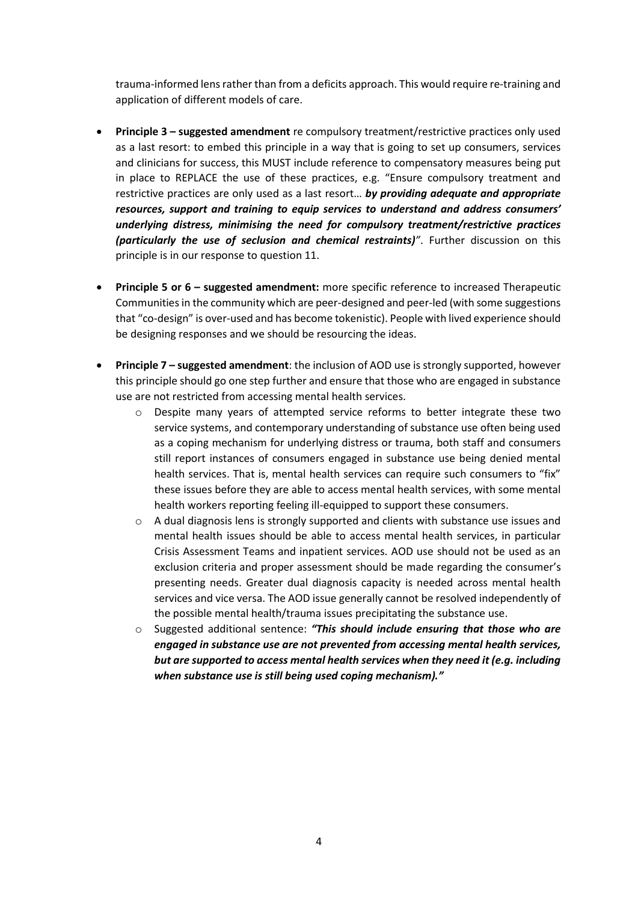trauma-informed lens rather than from a deficits approach. This would require re-training and application of different models of care.

- **Principle 3 – suggested amendment** re compulsory treatment/restrictive practices only used as a last resort: to embed this principle in a way that is going to set up consumers, services and clinicians for success, this MUST include reference to compensatory measures being put in place to REPLACE the use of these practices, e.g. "Ensure compulsory treatment and restrictive practices are only used as a last resort… ***by providing adequate and appropriate resources, support and training to equip services to understand and address consumers' underlying distress, minimising the need for compulsory treatment/restrictive practices (particularly the use of seclusion and chemical restraints)***". Further discussion on this principle is in our response to question 11.

- **Principle 5 or 6 – suggested amendment:** more specific reference to increased Therapeutic Communities in the community which are peer-designed and peer-led (with some suggestions that "co-design" is over-used and has become tokenistic). People with lived experience should be designing responses and we should be resourcing the ideas.

- **Principle 7 – suggested amendment**: the inclusion of AOD use is strongly supported, however this principle should go one step further and ensure that those who are engaged in substance use are not restricted from accessing mental health services.
  - Despite many years of attempted service reforms to better integrate these two service systems, and contemporary understanding of substance use often being used as a coping mechanism for underlying distress or trauma, both staff and consumers still report instances of consumers engaged in substance use being denied mental health services. That is, mental health services can require such consumers to "fix" these issues before they are able to access mental health services, with some mental health workers reporting feeling ill-equipped to support these consumers.
  - A dual diagnosis lens is strongly supported and clients with substance use issues and mental health issues should be able to access mental health services, in particular Crisis Assessment Teams and inpatient services. AOD use should not be used as an exclusion criteria and proper assessment should be made regarding the consumer's presenting needs. Greater dual diagnosis capacity is needed across mental health services and vice versa. The AOD issue generally cannot be resolved independently of the possible mental health/trauma issues precipitating the substance use.
  - Suggested additional sentence: ***"This should include ensuring that those who are engaged in substance use are not prevented from accessing mental health services, but are supported to access mental health services when they need it (e.g. including when substance use is still being used coping mechanism)."***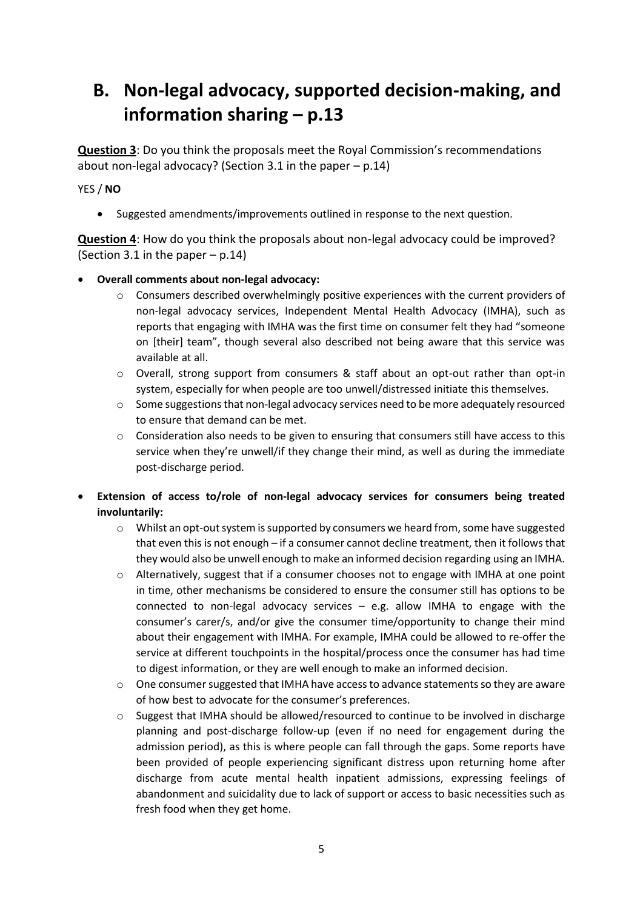## B. Non-legal advocacy, supported decision-making, and information sharing – p.13

**Question 3**: Do you think the proposals meet the Royal Commission's recommendations about non-legal advocacy? (Section 3.1 in the paper – p.14)

YES / **NO**

- Suggested amendments/improvements outlined in response to the next question.

**Question 4**: How do you think the proposals about non-legal advocacy could be improved? (Section 3.1 in the paper – p.14)

- **Overall comments about non-legal advocacy:**
  - Consumers described overwhelmingly positive experiences with the current providers of non-legal advocacy services, Independent Mental Health Advocacy (IMHA), such as reports that engaging with IMHA was the first time on consumer felt they had "someone on [their] team", though several also described not being aware that this service was available at all.
  - Overall, strong support from consumers & staff about an opt-out rather than opt-in system, especially for when people are too unwell/distressed initiate this themselves.
  - Some suggestions that non-legal advocacy services need to be more adequately resourced to ensure that demand can be met.
  - Consideration also needs to be given to ensuring that consumers still have access to this service when they're unwell/if they change their mind, as well as during the immediate post-discharge period.
- **Extension of access to/role of non-legal advocacy services for consumers being treated involuntarily:**
  - Whilst an opt-out system is supported by consumers we heard from, some have suggested that even this is not enough – if a consumer cannot decline treatment, then it follows that they would also be unwell enough to make an informed decision regarding using an IMHA.
  - Alternatively, suggest that if a consumer chooses not to engage with IMHA at one point in time, other mechanisms be considered to ensure the consumer still has options to be connected to non-legal advocacy services – e.g. allow IMHA to engage with the consumer's carer/s, and/or give the consumer time/opportunity to change their mind about their engagement with IMHA. For example, IMHA could be allowed to re-offer the service at different touchpoints in the hospital/process once the consumer has had time to digest information, or they are well enough to make an informed decision.
  - One consumer suggested that IMHA have access to advance statements so they are aware of how best to advocate for the consumer's preferences.
  - Suggest that IMHA should be allowed/resourced to continue to be involved in discharge planning and post-discharge follow-up (even if no need for engagement during the admission period), as this is where people can fall through the gaps. Some reports have been provided of people experiencing significant distress upon returning home after discharge from acute mental health inpatient admissions, expressing feelings of abandonment and suicidality due to lack of support or access to basic necessities such as fresh food when they get home.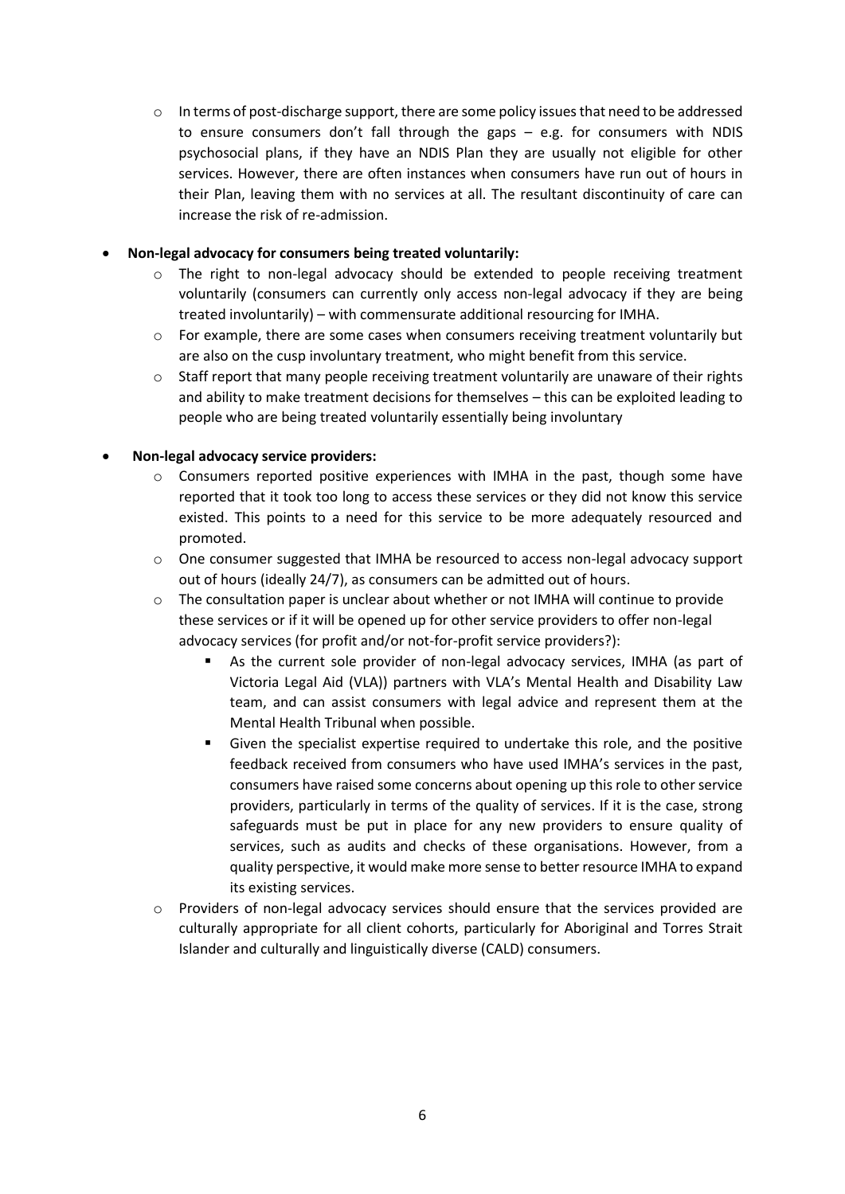- In terms of post-discharge support, there are some policy issues that need to be addressed to ensure consumers don't fall through the gaps – e.g. for consumers with NDIS psychosocial plans, if they have an NDIS Plan they are usually not eligible for other services. However, there are often instances when consumers have run out of hours in their Plan, leaving them with no services at all. The resultant discontinuity of care can increase the risk of re-admission.

- **Non-legal advocacy for consumers being treated voluntarily:**
  - The right to non-legal advocacy should be extended to people receiving treatment voluntarily (consumers can currently only access non-legal advocacy if they are being treated involuntarily) – with commensurate additional resourcing for IMHA.
  - For example, there are some cases when consumers receiving treatment voluntarily but are also on the cusp involuntary treatment, who might benefit from this service.
  - Staff report that many people receiving treatment voluntarily are unaware of their rights and ability to make treatment decisions for themselves – this can be exploited leading to people who are being treated voluntarily essentially being involuntary

- **Non-legal advocacy service providers:**
  - Consumers reported positive experiences with IMHA in the past, though some have reported that it took too long to access these services or they did not know this service existed. This points to a need for this service to be more adequately resourced and promoted.
  - One consumer suggested that IMHA be resourced to access non-legal advocacy support out of hours (ideally 24/7), as consumers can be admitted out of hours.
  - The consultation paper is unclear about whether or not IMHA will continue to provide these services or if it will be opened up for other service providers to offer non-legal advocacy services (for profit and/or not-for-profit service providers?):
    - As the current sole provider of non-legal advocacy services, IMHA (as part of Victoria Legal Aid (VLA)) partners with VLA's Mental Health and Disability Law team, and can assist consumers with legal advice and represent them at the Mental Health Tribunal when possible.
    - Given the specialist expertise required to undertake this role, and the positive feedback received from consumers who have used IMHA's services in the past, consumers have raised some concerns about opening up this role to other service providers, particularly in terms of the quality of services. If it is the case, strong safeguards must be put in place for any new providers to ensure quality of services, such as audits and checks of these organisations. However, from a quality perspective, it would make more sense to better resource IMHA to expand its existing services.
  - Providers of non-legal advocacy services should ensure that the services provided are culturally appropriate for all client cohorts, particularly for Aboriginal and Torres Strait Islander and culturally and linguistically diverse (CALD) consumers.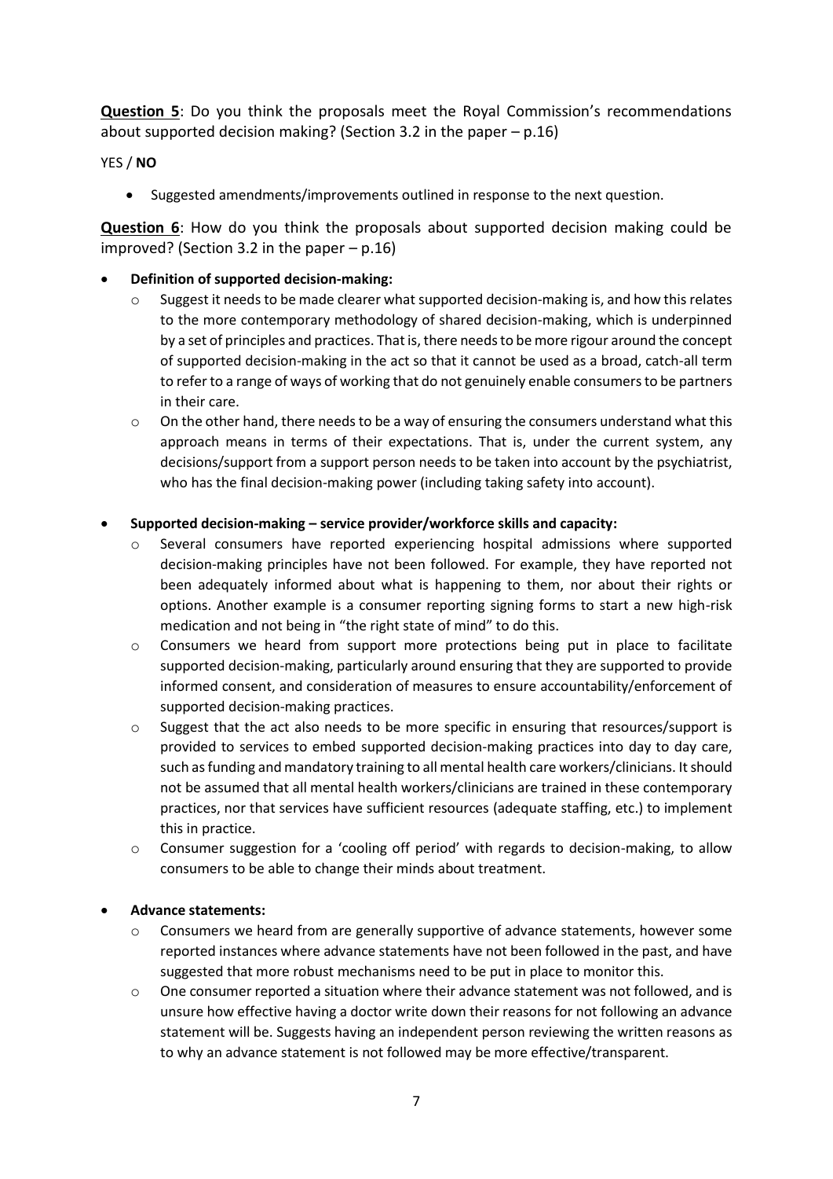**<u>Question 5</u>**: Do you think the proposals meet the Royal Commission's recommendations about supported decision making? (Section 3.2 in the paper – p.16)

YES / **NO**

- Suggested amendments/improvements outlined in response to the next question.

**<u>Question 6</u>**: How do you think the proposals about supported decision making could be improved? (Section 3.2 in the paper – p.16)

- **Definition of supported decision-making:**
  - Suggest it needs to be made clearer what supported decision-making is, and how this relates to the more contemporary methodology of shared decision-making, which is underpinned by a set of principles and practices. That is, there needs to be more rigour around the concept of supported decision-making in the act so that it cannot be used as a broad, catch-all term to refer to a range of ways of working that do not genuinely enable consumers to be partners in their care.
  - On the other hand, there needs to be a way of ensuring the consumers understand what this approach means in terms of their expectations. That is, under the current system, any decisions/support from a support person needs to be taken into account by the psychiatrist, who has the final decision-making power (including taking safety into account).

- **Supported decision-making – service provider/workforce skills and capacity:**
  - Several consumers have reported experiencing hospital admissions where supported decision-making principles have not been followed. For example, they have reported not been adequately informed about what is happening to them, nor about their rights or options. Another example is a consumer reporting signing forms to start a new high-risk medication and not being in "the right state of mind" to do this.
  - Consumers we heard from support more protections being put in place to facilitate supported decision-making, particularly around ensuring that they are supported to provide informed consent, and consideration of measures to ensure accountability/enforcement of supported decision-making practices.
  - Suggest that the act also needs to be more specific in ensuring that resources/support is provided to services to embed supported decision-making practices into day to day care, such as funding and mandatory training to all mental health care workers/clinicians. It should not be assumed that all mental health workers/clinicians are trained in these contemporary practices, nor that services have sufficient resources (adequate staffing, etc.) to implement this in practice.
  - Consumer suggestion for a 'cooling off period' with regards to decision-making, to allow consumers to be able to change their minds about treatment.

- **Advance statements:**
  - Consumers we heard from are generally supportive of advance statements, however some reported instances where advance statements have not been followed in the past, and have suggested that more robust mechanisms need to be put in place to monitor this.
  - One consumer reported a situation where their advance statement was not followed, and is unsure how effective having a doctor write down their reasons for not following an advance statement will be. Suggests having an independent person reviewing the written reasons as to why an advance statement is not followed may be more effective/transparent.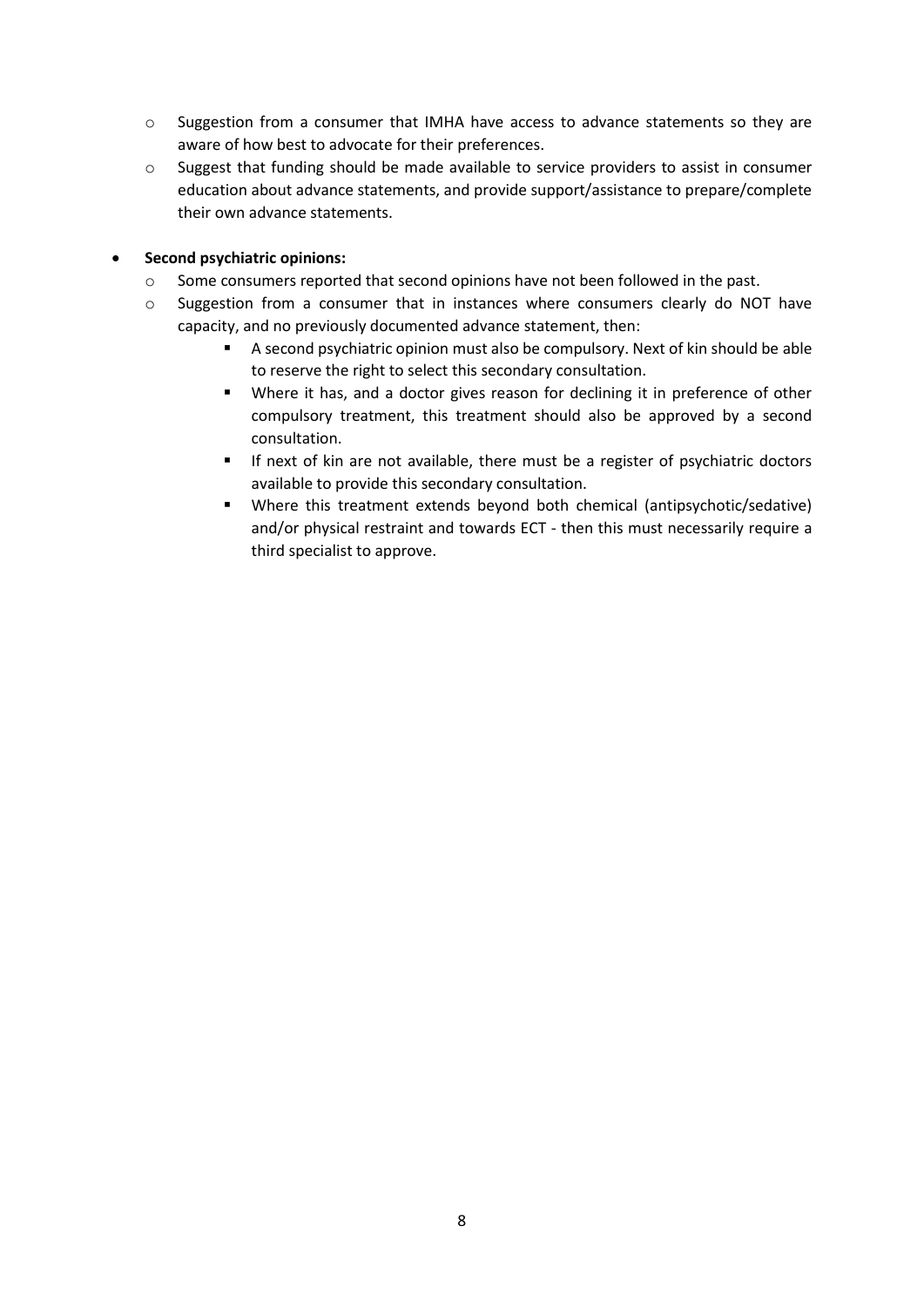- Suggestion from a consumer that IMHA have access to advance statements so they are aware of how best to advocate for their preferences.
    - Suggest that funding should be made available to service providers to assist in consumer education about advance statements, and provide support/assistance to prepare/complete their own advance statements.

- **Second psychiatric opinions:**
    - Some consumers reported that second opinions have not been followed in the past.
    - Suggestion from a consumer that in instances where consumers clearly do NOT have capacity, and no previously documented advance statement, then:
        - A second psychiatric opinion must also be compulsory. Next of kin should be able to reserve the right to select this secondary consultation.
        - Where it has, and a doctor gives reason for declining it in preference of other compulsory treatment, this treatment should also be approved by a second consultation.
        - If next of kin are not available, there must be a register of psychiatric doctors available to provide this secondary consultation.
        - Where this treatment extends beyond both chemical (antipsychotic/sedative) and/or physical restraint and towards ECT - then this must necessarily require a third specialist to approve.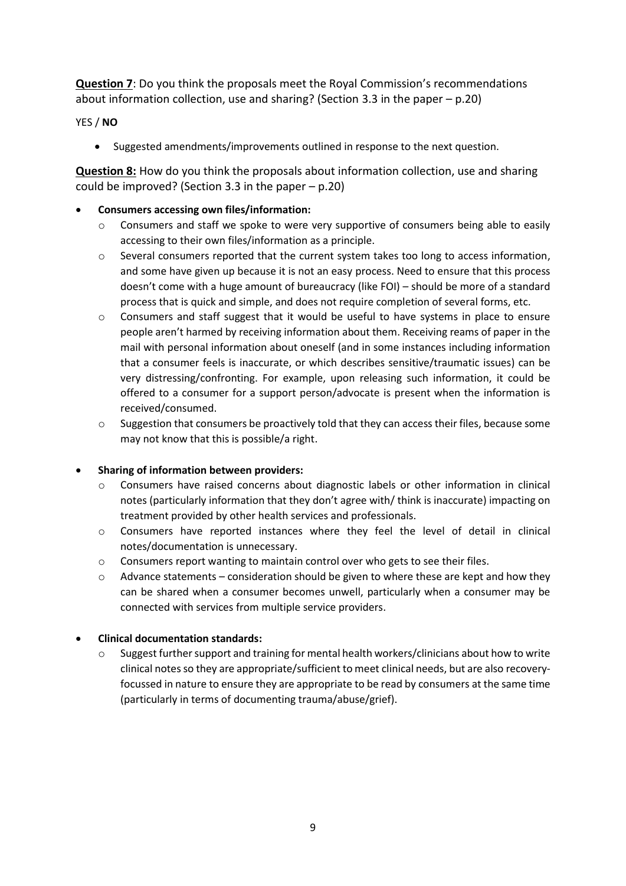**<u>Question 7</u>**: Do you think the proposals meet the Royal Commission's recommendations about information collection, use and sharing? (Section 3.3 in the paper – p.20)

YES / **NO**

- Suggested amendments/improvements outlined in response to the next question.

**<u>Question 8:</u>** How do you think the proposals about information collection, use and sharing could be improved? (Section 3.3 in the paper – p.20)

- **Consumers accessing own files/information:**
  - Consumers and staff we spoke to were very supportive of consumers being able to easily accessing to their own files/information as a principle.
  - Several consumers reported that the current system takes too long to access information, and some have given up because it is not an easy process. Need to ensure that this process doesn't come with a huge amount of bureaucracy (like FOI) – should be more of a standard process that is quick and simple, and does not require completion of several forms, etc.
  - Consumers and staff suggest that it would be useful to have systems in place to ensure people aren't harmed by receiving information about them. Receiving reams of paper in the mail with personal information about oneself (and in some instances including information that a consumer feels is inaccurate, or which describes sensitive/traumatic issues) can be very distressing/confronting. For example, upon releasing such information, it could be offered to a consumer for a support person/advocate is present when the information is received/consumed.
  - Suggestion that consumers be proactively told that they can access their files, because some may not know that this is possible/a right.

- **Sharing of information between providers:**
  - Consumers have raised concerns about diagnostic labels or other information in clinical notes (particularly information that they don't agree with/ think is inaccurate) impacting on treatment provided by other health services and professionals.
  - Consumers have reported instances where they feel the level of detail in clinical notes/documentation is unnecessary.
  - Consumers report wanting to maintain control over who gets to see their files.
  - Advance statements – consideration should be given to where these are kept and how they can be shared when a consumer becomes unwell, particularly when a consumer may be connected with services from multiple service providers.

- **Clinical documentation standards:**
  - Suggest further support and training for mental health workers/clinicians about how to write clinical notes so they are appropriate/sufficient to meet clinical needs, but are also recovery-focussed in nature to ensure they are appropriate to be read by consumers at the same time (particularly in terms of documenting trauma/abuse/grief).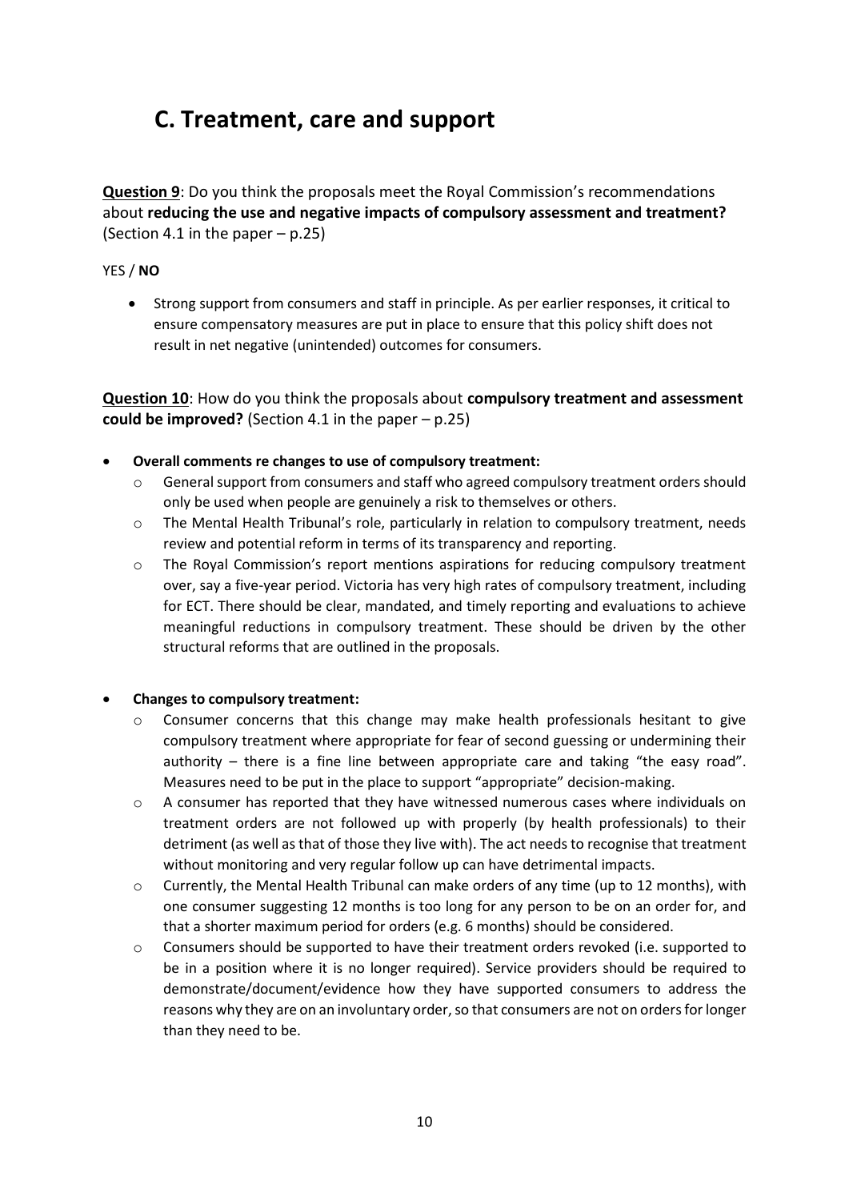# C. Treatment, care and support

**Question 9**: Do you think the proposals meet the Royal Commission's recommendations about **reducing the use and negative impacts of compulsory assessment and treatment?** (Section 4.1 in the paper – p.25)

YES / **NO**

- Strong support from consumers and staff in principle. As per earlier responses, it critical to ensure compensatory measures are put in place to ensure that this policy shift does not result in net negative (unintended) outcomes for consumers.

**Question 10**: How do you think the proposals about **compulsory treatment and assessment could be improved?** (Section 4.1 in the paper – p.25)

- **Overall comments re changes to use of compulsory treatment:**
  - General support from consumers and staff who agreed compulsory treatment orders should only be used when people are genuinely a risk to themselves or others.
  - The Mental Health Tribunal's role, particularly in relation to compulsory treatment, needs review and potential reform in terms of its transparency and reporting.
  - The Royal Commission's report mentions aspirations for reducing compulsory treatment over, say a five-year period. Victoria has very high rates of compulsory treatment, including for ECT. There should be clear, mandated, and timely reporting and evaluations to achieve meaningful reductions in compulsory treatment. These should be driven by the other structural reforms that are outlined in the proposals.

- **Changes to compulsory treatment:**
  - Consumer concerns that this change may make health professionals hesitant to give compulsory treatment where appropriate for fear of second guessing or undermining their authority – there is a fine line between appropriate care and taking "the easy road". Measures need to be put in the place to support "appropriate" decision-making.
  - A consumer has reported that they have witnessed numerous cases where individuals on treatment orders are not followed up with properly (by health professionals) to their detriment (as well as that of those they live with). The act needs to recognise that treatment without monitoring and very regular follow up can have detrimental impacts.
  - Currently, the Mental Health Tribunal can make orders of any time (up to 12 months), with one consumer suggesting 12 months is too long for any person to be on an order for, and that a shorter maximum period for orders (e.g. 6 months) should be considered.
  - Consumers should be supported to have their treatment orders revoked (i.e. supported to be in a position where it is no longer required). Service providers should be required to demonstrate/document/evidence how they have supported consumers to address the reasons why they are on an involuntary order, so that consumers are not on orders for longer than they need to be.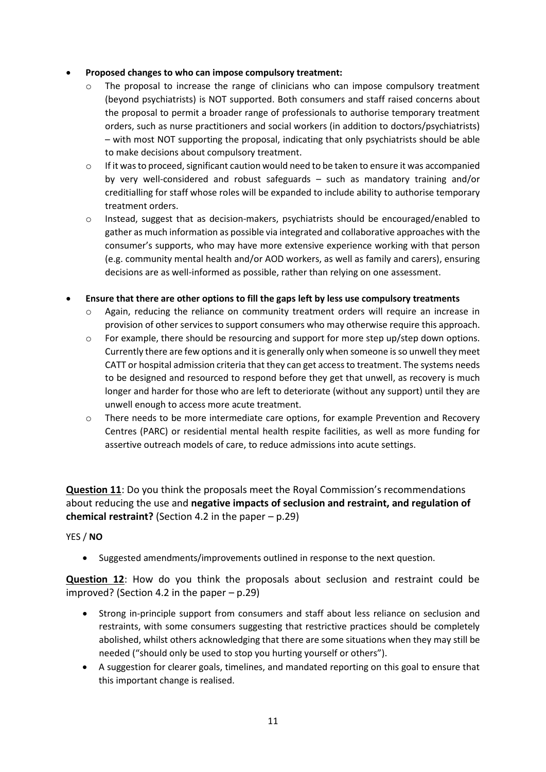- **Proposed changes to who can impose compulsory treatment:**
    - The proposal to increase the range of clinicians who can impose compulsory treatment (beyond psychiatrists) is NOT supported. Both consumers and staff raised concerns about the proposal to permit a broader range of professionals to authorise temporary treatment orders, such as nurse practitioners and social workers (in addition to doctors/psychiatrists) – with most NOT supporting the proposal, indicating that only psychiatrists should be able to make decisions about compulsory treatment.
    - If it was to proceed, significant caution would need to be taken to ensure it was accompanied by very well-considered and robust safeguards – such as mandatory training and/or creditialling for staff whose roles will be expanded to include ability to authorise temporary treatment orders.
    - Instead, suggest that as decision-makers, psychiatrists should be encouraged/enabled to gather as much information as possible via integrated and collaborative approaches with the consumer's supports, who may have more extensive experience working with that person (e.g. community mental health and/or AOD workers, as well as family and carers), ensuring decisions are as well-informed as possible, rather than relying on one assessment.

- **Ensure that there are other options to fill the gaps left by less use compulsory treatments**
    - Again, reducing the reliance on community treatment orders will require an increase in provision of other services to support consumers who may otherwise require this approach.
    - For example, there should be resourcing and support for more step up/step down options. Currently there are few options and it is generally only when someone is so unwell they meet CATT or hospital admission criteria that they can get access to treatment. The systems needs to be designed and resourced to respond before they get that unwell, as recovery is much longer and harder for those who are left to deteriorate (without any support) until they are unwell enough to access more acute treatment.
    - There needs to be more intermediate care options, for example Prevention and Recovery Centres (PARC) or residential mental health respite facilities, as well as more funding for assertive outreach models of care, to reduce admissions into acute settings.

**<u>Question 11</u>**: Do you think the proposals meet the Royal Commission's recommendations about reducing the use and **negative impacts of seclusion and restraint, and regulation of chemical restraint?** (Section 4.2 in the paper – p.29)

YES / **NO**

- Suggested amendments/improvements outlined in response to the next question.

**<u>Question 12</u>**: How do you think the proposals about seclusion and restraint could be improved? (Section 4.2 in the paper – p.29)

- Strong in-principle support from consumers and staff about less reliance on seclusion and restraints, with some consumers suggesting that restrictive practices should be completely abolished, whilst others acknowledging that there are some situations when they may still be needed ("should only be used to stop you hurting yourself or others").
- A suggestion for clearer goals, timelines, and mandated reporting on this goal to ensure that this important change is realised.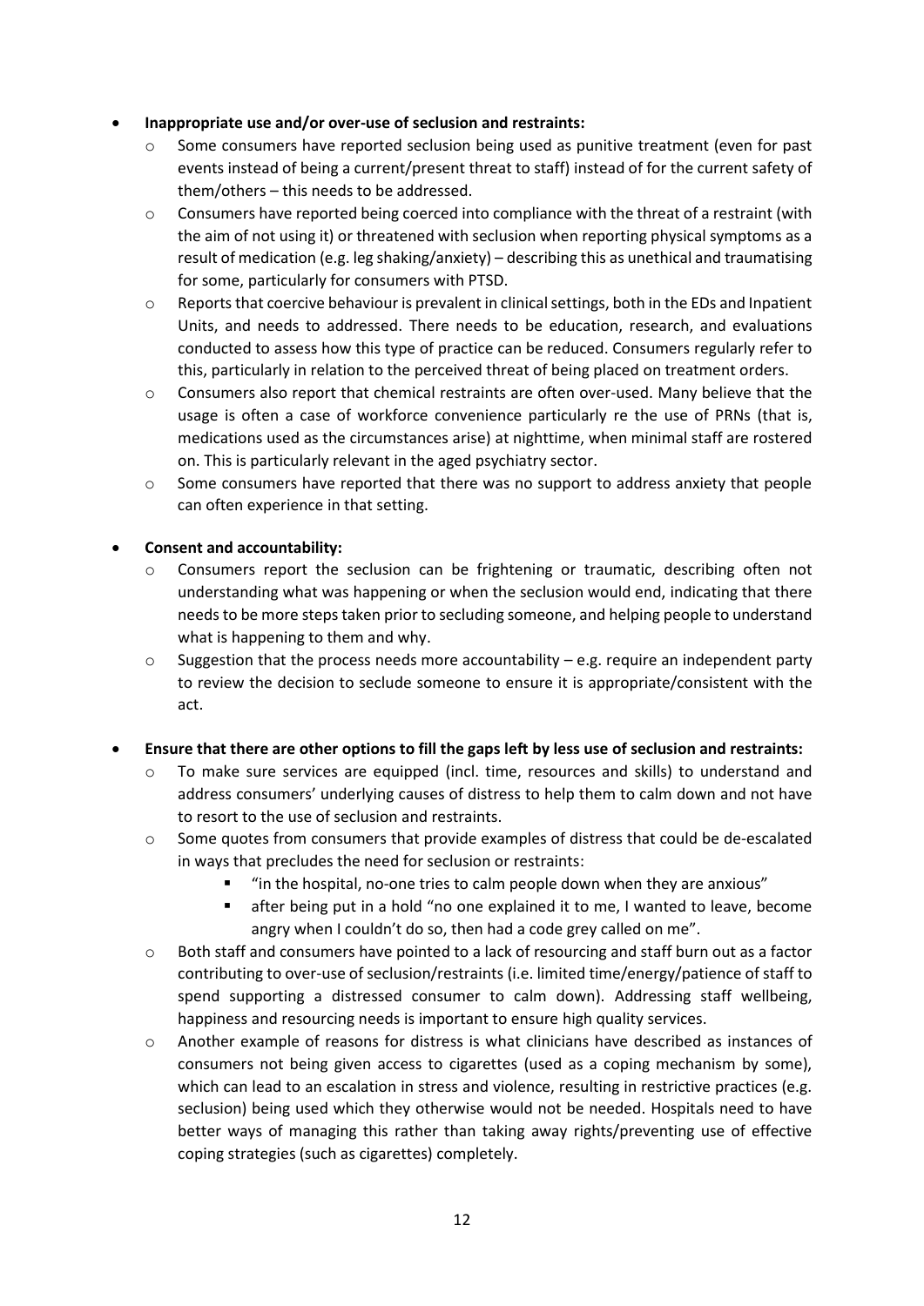- **Inappropriate use and/or over-use of seclusion and restraints:**
  - Some consumers have reported seclusion being used as punitive treatment (even for past events instead of being a current/present threat to staff) instead of for the current safety of them/others – this needs to be addressed.
  - Consumers have reported being coerced into compliance with the threat of a restraint (with the aim of not using it) or threatened with seclusion when reporting physical symptoms as a result of medication (e.g. leg shaking/anxiety) – describing this as unethical and traumatising for some, particularly for consumers with PTSD.
  - Reports that coercive behaviour is prevalent in clinical settings, both in the EDs and Inpatient Units, and needs to addressed. There needs to be education, research, and evaluations conducted to assess how this type of practice can be reduced. Consumers regularly refer to this, particularly in relation to the perceived threat of being placed on treatment orders.
  - Consumers also report that chemical restraints are often over-used. Many believe that the usage is often a case of workforce convenience particularly re the use of PRNs (that is, medications used as the circumstances arise) at nighttime, when minimal staff are rostered on. This is particularly relevant in the aged psychiatry sector.
  - Some consumers have reported that there was no support to address anxiety that people can often experience in that setting.

- **Consent and accountability:**
  - Consumers report the seclusion can be frightening or traumatic, describing often not understanding what was happening or when the seclusion would end, indicating that there needs to be more steps taken prior to secluding someone, and helping people to understand what is happening to them and why.
  - Suggestion that the process needs more accountability – e.g. require an independent party to review the decision to seclude someone to ensure it is appropriate/consistent with the act.

- **Ensure that there are other options to fill the gaps left by less use of seclusion and restraints:**
  - To make sure services are equipped (incl. time, resources and skills) to understand and address consumers' underlying causes of distress to help them to calm down and not have to resort to the use of seclusion and restraints.
  - Some quotes from consumers that provide examples of distress that could be de-escalated in ways that precludes the need for seclusion or restraints:
    - "in the hospital, no-one tries to calm people down when they are anxious"
    - after being put in a hold "no one explained it to me, I wanted to leave, become angry when I couldn't do so, then had a code grey called on me".
  - Both staff and consumers have pointed to a lack of resourcing and staff burn out as a factor contributing to over-use of seclusion/restraints (i.e. limited time/energy/patience of staff to spend supporting a distressed consumer to calm down). Addressing staff wellbeing, happiness and resourcing needs is important to ensure high quality services.
  - Another example of reasons for distress is what clinicians have described as instances of consumers not being given access to cigarettes (used as a coping mechanism by some), which can lead to an escalation in stress and violence, resulting in restrictive practices (e.g. seclusion) being used which they otherwise would not be needed. Hospitals need to have better ways of managing this rather than taking away rights/preventing use of effective coping strategies (such as cigarettes) completely.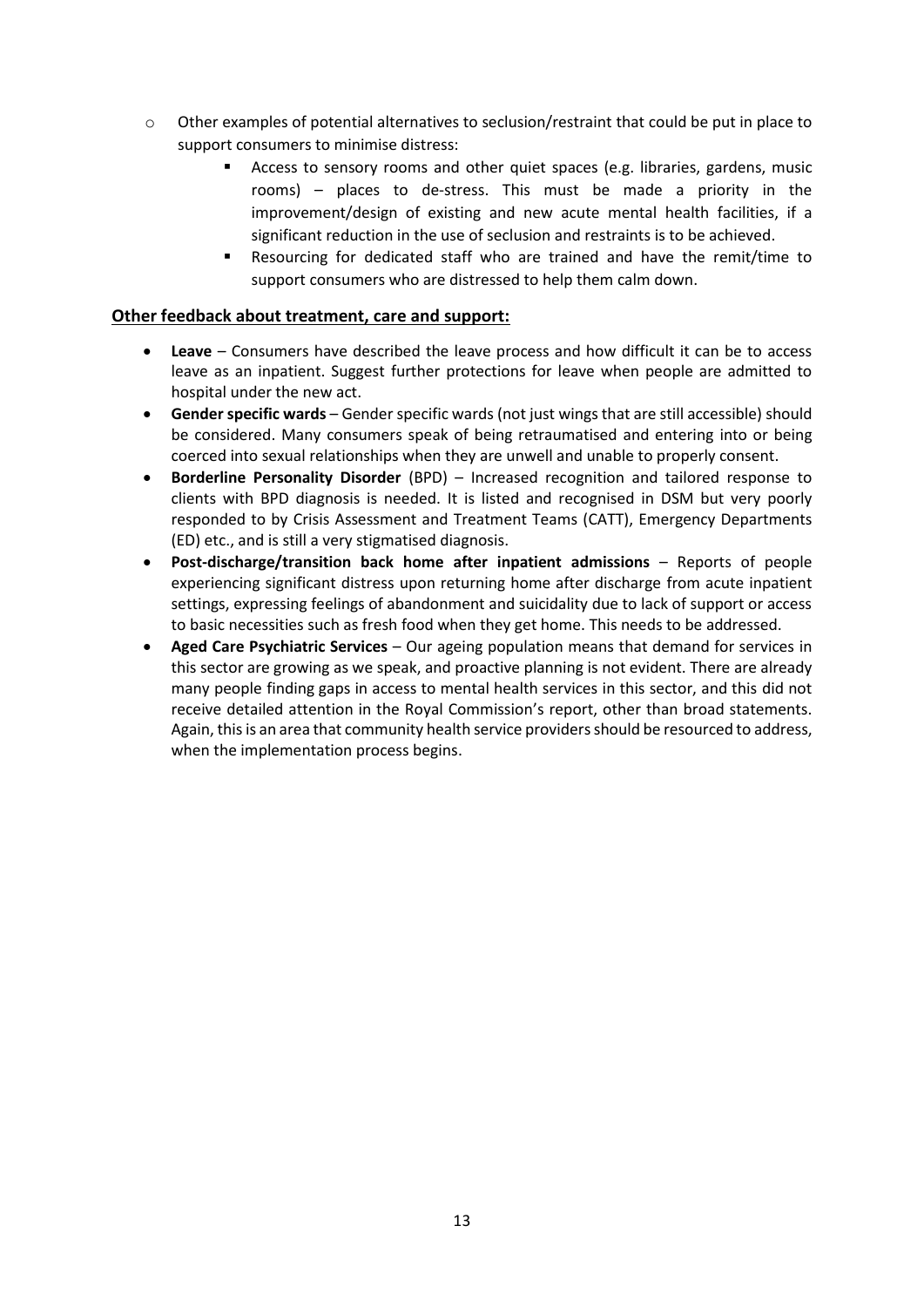- Other examples of potential alternatives to seclusion/restraint that could be put in place to support consumers to minimise distress:
    - Access to sensory rooms and other quiet spaces (e.g. libraries, gardens, music rooms) – places to de-stress. This must be made a priority in the improvement/design of existing and new acute mental health facilities, if a significant reduction in the use of seclusion and restraints is to be achieved.
    - Resourcing for dedicated staff who are trained and have the remit/time to support consumers who are distressed to help them calm down.

**Other feedback about treatment, care and support:**

- **Leave** – Consumers have described the leave process and how difficult it can be to access leave as an inpatient. Suggest further protections for leave when people are admitted to hospital under the new act.
- **Gender specific wards** – Gender specific wards (not just wings that are still accessible) should be considered. Many consumers speak of being retraumatised and entering into or being coerced into sexual relationships when they are unwell and unable to properly consent.
- **Borderline Personality Disorder** (BPD) – Increased recognition and tailored response to clients with BPD diagnosis is needed. It is listed and recognised in DSM but very poorly responded to by Crisis Assessment and Treatment Teams (CATT), Emergency Departments (ED) etc., and is still a very stigmatised diagnosis.
- **Post-discharge/transition back home after inpatient admissions** – Reports of people experiencing significant distress upon returning home after discharge from acute inpatient settings, expressing feelings of abandonment and suicidality due to lack of support or access to basic necessities such as fresh food when they get home. This needs to be addressed.
- **Aged Care Psychiatric Services** – Our ageing population means that demand for services in this sector are growing as we speak, and proactive planning is not evident. There are already many people finding gaps in access to mental health services in this sector, and this did not receive detailed attention in the Royal Commission's report, other than broad statements. Again, this is an area that community health service providers should be resourced to address, when the implementation process begins.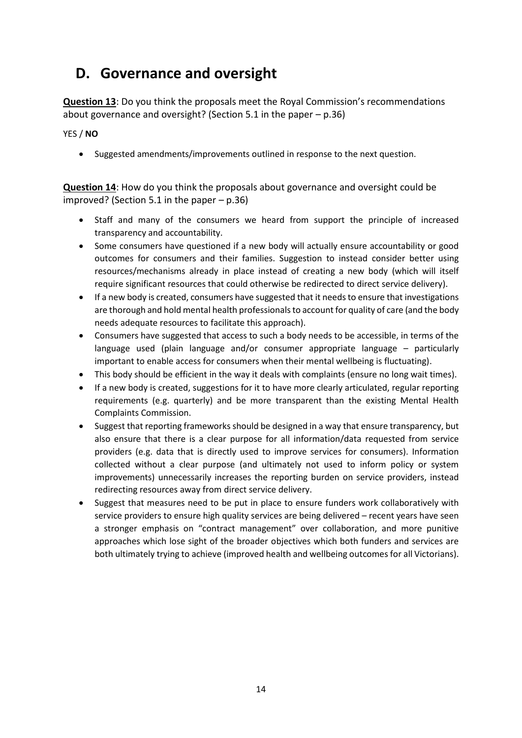## D. Governance and oversight

**<u>Question 13</u>**: Do you think the proposals meet the Royal Commission's recommendations about governance and oversight? (Section 5.1 in the paper – p.36)

YES / **NO**

- Suggested amendments/improvements outlined in response to the next question.

**<u>Question 14</u>**: How do you think the proposals about governance and oversight could be improved? (Section 5.1 in the paper – p.36)

- Staff and many of the consumers we heard from support the principle of increased transparency and accountability.
- Some consumers have questioned if a new body will actually ensure accountability or good outcomes for consumers and their families. Suggestion to instead consider better using resources/mechanisms already in place instead of creating a new body (which will itself require significant resources that could otherwise be redirected to direct service delivery).
- If a new body is created, consumers have suggested that it needs to ensure that investigations are thorough and hold mental health professionals to account for quality of care (and the body needs adequate resources to facilitate this approach).
- Consumers have suggested that access to such a body needs to be accessible, in terms of the language used (plain language and/or consumer appropriate language – particularly important to enable access for consumers when their mental wellbeing is fluctuating).
- This body should be efficient in the way it deals with complaints (ensure no long wait times).
- If a new body is created, suggestions for it to have more clearly articulated, regular reporting requirements (e.g. quarterly) and be more transparent than the existing Mental Health Complaints Commission.
- Suggest that reporting frameworks should be designed in a way that ensure transparency, but also ensure that there is a clear purpose for all information/data requested from service providers (e.g. data that is directly used to improve services for consumers). Information collected without a clear purpose (and ultimately not used to inform policy or system improvements) unnecessarily increases the reporting burden on service providers, instead redirecting resources away from direct service delivery.
- Suggest that measures need to be put in place to ensure funders work collaboratively with service providers to ensure high quality services are being delivered – recent years have seen a stronger emphasis on "contract management" over collaboration, and more punitive approaches which lose sight of the broader objectives which both funders and services are both ultimately trying to achieve (improved health and wellbeing outcomes for all Victorians).